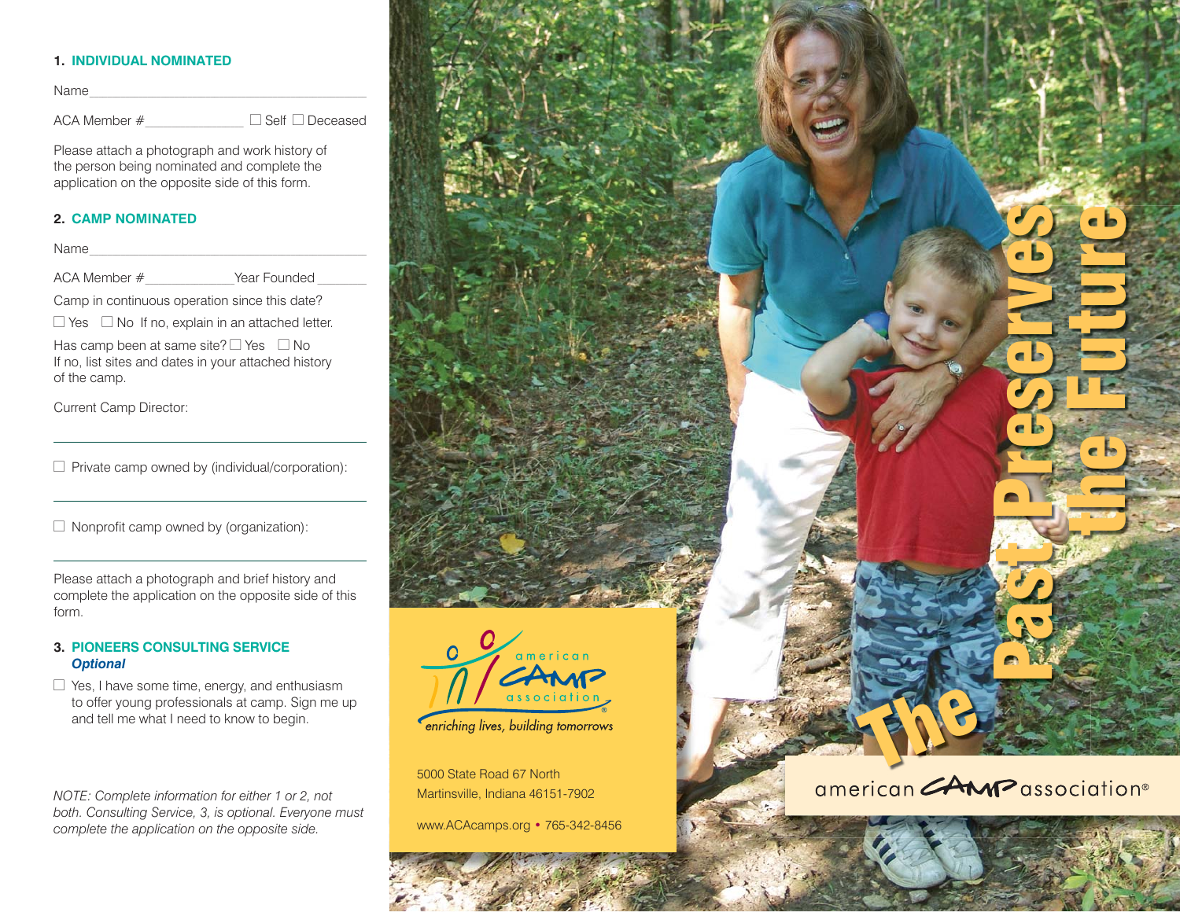## 1. INDIVIDUAL NOMINATED

Name\_\_\_\_\_\_\_\_\_\_\_\_\_\_\_\_\_\_\_\_\_\_\_\_\_\_\_\_\_\_\_\_\_\_\_\_\_\_

ACA Member #\_\_\_\_\_\_\_\_\_\_\_\_\_\_ ☐ Self ☐ Deceased

Please attach a photograph and work history of the person being nominated and complete the application on the opposite side of this form.

## 2. CAMP NOMINATED

Name\_\_\_\_\_\_\_\_\_\_\_\_\_\_\_\_\_\_\_\_\_\_\_\_\_\_\_\_\_\_\_\_\_\_\_\_\_\_

ACA Member #\_\_\_\_\_\_\_\_\_\_\_\_Year Founded \_\_\_\_\_\_\_

Camp in continuous operation since this date?

☐ Yes ☐ No If no, explain in an attached letter.

Has camp been at same site? ☐ Yes ☐ No
If no, list sites and dates in your attached history of the camp.

Current Camp Director:

\_\_\_\_\_\_\_\_\_\_\_\_\_\_\_\_\_\_\_\_\_\_\_\_\_\_\_\_\_\_\_\_\_\_\_\_\_\_\_\_

☐ Private camp owned by (individual/corporation):

\_\_\_\_\_\_\_\_\_\_\_\_\_\_\_\_\_\_\_\_\_\_\_\_\_\_\_\_\_\_\_\_\_\_\_\_\_\_\_\_

☐ Nonprofit camp owned by (organization):

\_\_\_\_\_\_\_\_\_\_\_\_\_\_\_\_\_\_\_\_\_\_\_\_\_\_\_\_\_\_\_\_\_\_\_\_\_\_\_\_

Please attach a photograph and brief history and complete the application on the opposite side of this form.

## 3. PIONEERS CONSULTING SERVICE
***Optional***

☐ Yes, I have some time, energy, and enthusiasm to offer young professionals at camp. Sign me up and tell me what I need to know to begin.

*NOTE: Complete information for either 1 or 2, not both. Consulting Service, 3, is optional. Everyone must complete the application on the opposite side.*

american CAMP association®
*enriching lives, building tomorrows*

5000 State Road 67 North
Martinsville, Indiana 46151-7902

www.ACAcamps.org • 765-342-8456

# The Past Preserves the Future

american CAMP association®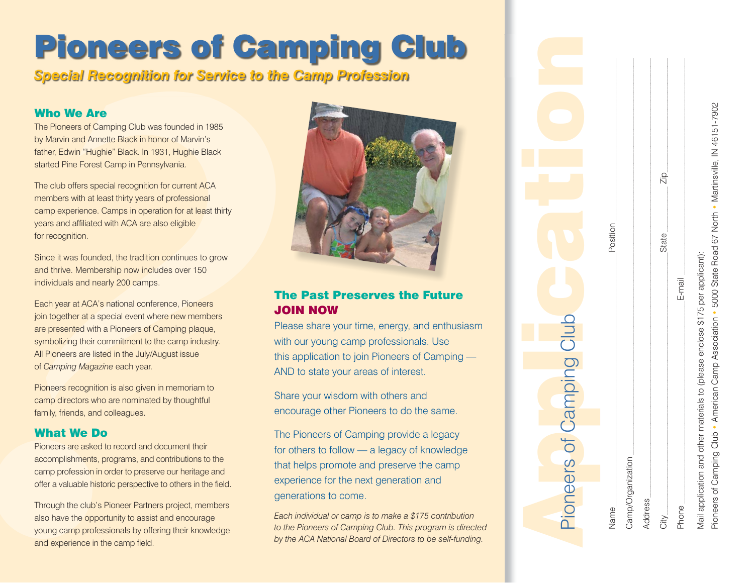# Pioneers of Camping Club

***Special Recognition for Service to the Camp Profession***

## Who We Are

The Pioneers of Camping Club was founded in 1985 by Marvin and Annette Black in honor of Marvin's father, Edwin "Hughie" Black. In 1931, Hughie Black started Pine Forest Camp in Pennsylvania.

The club offers special recognition for current ACA members with at least thirty years of professional camp experience. Camps in operation for at least thirty years and affiliated with ACA are also eligible for recognition.

Since it was founded, the tradition continues to grow and thrive. Membership now includes over 150 individuals and nearly 200 camps.

Each year at ACA's national conference, Pioneers join together at a special event where new members are presented with a Pioneers of Camping plaque, symbolizing their commitment to the camp industry. All Pioneers are listed in the July/August issue of *Camping Magazine* each year.

Pioneers recognition is also given in memoriam to camp directors who are nominated by thoughtful family, friends, and colleagues.

## What We Do

Pioneers are asked to record and document their accomplishments, programs, and contributions to the camp profession in order to preserve our heritage and offer a valuable historic perspective to others in the field.

Through the club's Pioneer Partners project, members also have the opportunity to assist and encourage young camp professionals by offering their knowledge and experience in the camp field.

## The Past Preserves the Future

**JOIN NOW**

Please share your time, energy, and enthusiasm with our young camp professionals. Use this application to join Pioneers of Camping — AND to state your areas of interest.

Share your wisdom with others and encourage other Pioneers to do the same.

The Pioneers of Camping provide a legacy for others to follow — a legacy of knowledge that helps promote and preserve the camp experience for the next generation and generations to come.

*Each individual or camp is to make a $175 contribution to the Pioneers of Camping Club. This program is directed by the ACA National Board of Directors to be self-funding.*

# Application

## Pioneers of Camping Club

Name ______________________ Position ______________________

Camp/Organization ______________________

Address ______________________

City ______________ State ______________ Zip ______________

Phone ______________ E-mail ______________

Mail application and other materials to (please enclose $175 per applicant):

Pioneers of Camping Club • American Camp Association • 5000 State Road 67 North • Martinsville, IN 46151-7902